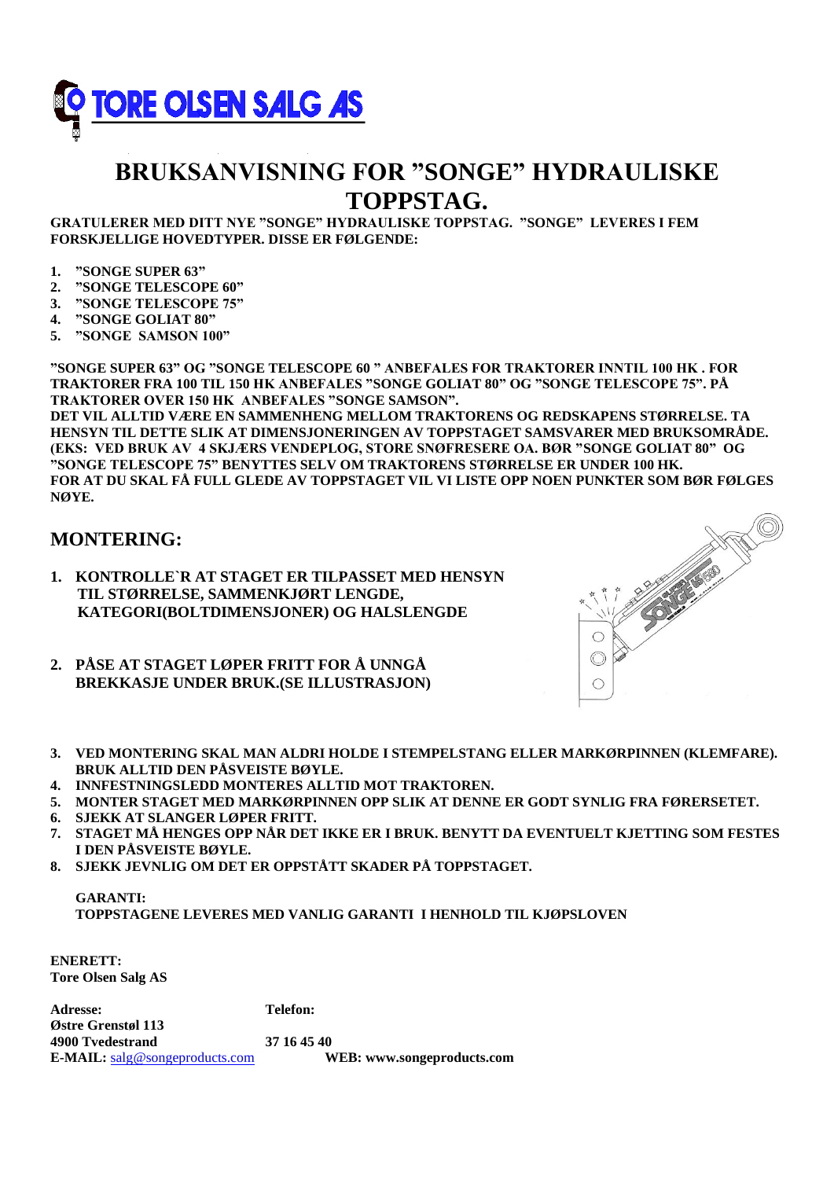TORE OLSEN SALG AS

# BRUKSANVISNING FOR ”SONGE” HYDRAULISKE TOPPSTAG.

**GRATULERER MED DITT NYE ”SONGE” HYDRAULISKE TOPPSTAG. ”SONGE” LEVERES I FEM FORSKJELLIGE HOVEDTYPER. DISSE ER FØLGENDE:**

1. **”SONGE SUPER 63”**
2. **”SONGE TELESCOPE 60”**
3. **”SONGE TELESCOPE 75”**
4. **”SONGE GOLIAT 80”**
5. **”SONGE SAMSON 100”**

**”SONGE SUPER 63” OG ”SONGE TELESCOPE 60 ” ANBEFALES FOR TRAKTORER INNTIL 100 HK . FOR TRAKTORER FRA 100 TIL 150 HK ANBEFALES ”SONGE GOLIAT 80” OG ”SONGE TELESCOPE 75”. PÅ TRAKTORER OVER 150 HK ANBEFALES ”SONGE SAMSON”.**
**DET VIL ALLTID VÆRE EN SAMMENHENG MELLOM TRAKTORENS OG REDSKAPENS STØRRELSE. TA HENSYN TIL DETTE SLIK AT DIMENSJONERINGEN AV TOPPSTAGET SAMSVARER MED BRUKSOMRÅDE. (EKS: VED BRUK AV 4 SKJÆRS VENDEPLOG, STORE SNØFRESERE OA. BØR ”SONGE GOLIAT 80” OG ”SONGE TELESCOPE 75” BENYTTES SELV OM TRAKTORENS STØRRELSE ER UNDER 100 HK.**
**FOR AT DU SKAL FÅ FULL GLEDE AV TOPPSTAGET VIL VI LISTE OPP NOEN PUNKTER SOM BØR FØLGES NØYE.**

## MONTERING:

1. **KONTROLLE`R AT STAGET ER TILPASSET MED HENSYN TIL STØRRELSE, SAMMENKJØRT LENGDE, KATEGORI(BOLTDIMENSJONER) OG HALSLENGDE**
2. **PÅSE AT STAGET LØPER FRITT FOR Å UNNGÅ BREKKASJE UNDER BRUK.(SE ILLUSTRASJON)**
3. **VED MONTERING SKAL MAN ALDRI HOLDE I STEMPELSTANG ELLER MARKØRPINNEN (KLEMFARE). BRUK ALLTID DEN PÅSVEISTE BØYLE.**
4. **INNFESTNINGSLEDD MONTERES ALLTID MOT TRAKTOREN.**
5. **MONTER STAGET MED MARKØRPINNEN OPP SLIK AT DENNE ER GODT SYNLIG FRA FØRERSETET.**
6. **SJEKK AT SLANGER LØPER FRITT.**
7. **STAGET MÅ HENGES OPP NÅR DET IKKE ER I BRUK. BENYTT DA EVENTUELT KJETTING SOM FESTES I DEN PÅSVEISTE BØYLE.**
8. **SJEKK JEVNLIG OM DET ER OPPSTÅTT SKADER PÅ TOPPSTAGET.**

**GARANTI:**
**TOPPSTAGENE LEVERES MED VANLIG GARANTI I HENHOLD TIL KJØPSLOVEN**

**ENERETT:**
**Tore Olsen Salg AS**

**Adresse:**
**Østre Grenstøl 113**
**4900 Tvedestrand**
**E-MAIL:** salg@songeproducts.com

**Telefon:**
**37 16 45 40**

**WEB: www.songeproducts.com**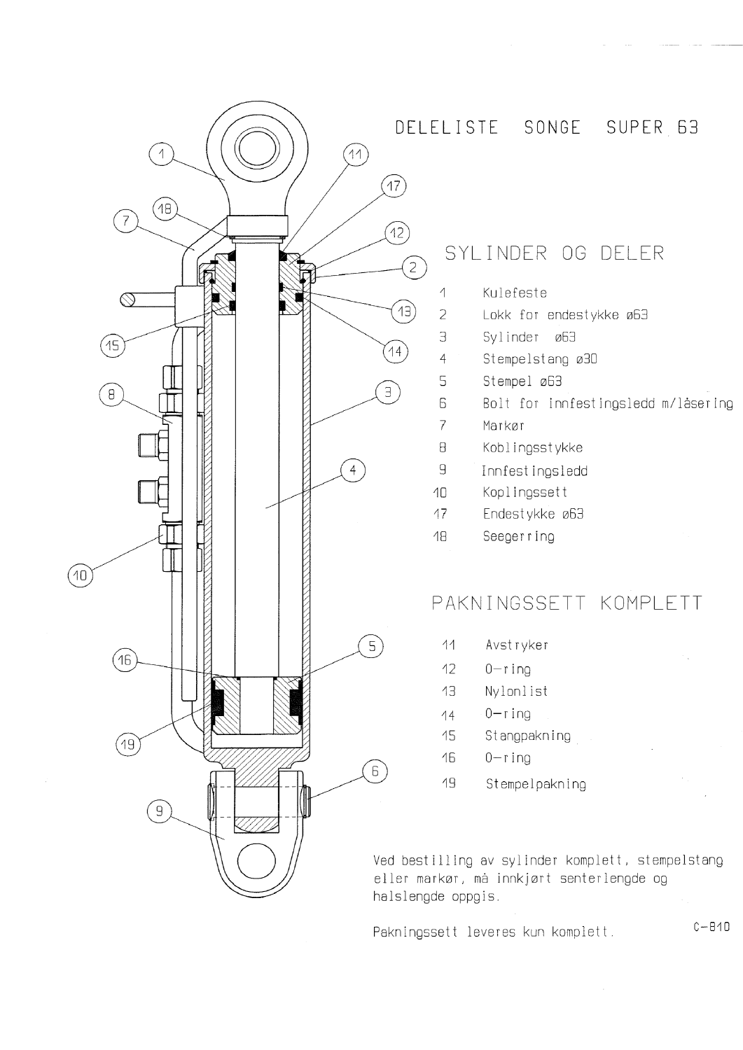# DELELISTE SONGE SUPER 63

## SYLINDER OG DELER

| | |
|---|---|
| 1 | Kulefeste |
| 2 | Lokk for endestykke ø63 |
| 3 | Sylinder ø63 |
| 4 | Stempelstang ø30 |
| 5 | Stempel ø63 |
| 6 | Bolt for innfestingsledd m/låsering |
| 7 | Markør |
| 8 | Koblingsstykke |
| 9 | Innfestingsledd |
| 10 | Koplingssett |
| 17 | Endestykke ø63 |
| 18 | Seegerring |

## PAKNINGSSETT KOMPLETT

| | |
|---|---|
| 11 | Avstryker |
| 12 | O-ring |
| 13 | Nylonlist |
| 14 | O-ring |
| 15 | Stangpakning |
| 16 | O-ring |
| 19 | Stempelpakning |

Ved bestilling av sylinder komplett, stempelstang eller markør, må innkjørt senterlengde og halslengde oppgis.

Pakningssett leveres kun komplett.

C-810